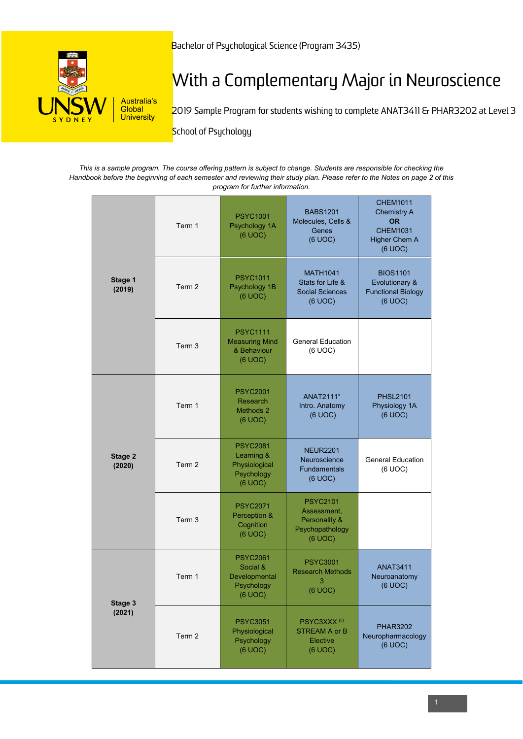Bachelor of Psychological Science (Program 3435)

# With a Complementary Major in Neuroscience

2019 Sample Program for students wishing to complete ANAT3411 & PHAR3202 at Level 3

School of Psychology

*This is a sample program. The course offering pattern is subject to change. Students are responsible for checking the Handbook before the beginning of each semester and reviewing their study plan. Please refer to the Notes on page 2 of this program for further information.*

| Stage | Term | Course | Course | Course |
|---|---|---|---|---|
| **Stage 1 (2019)** | Term 1 | PSYC1001 Psychology 1A (6 UOC) | BABS1201 Molecules, Cells & Genes (6 UOC) | CHEM1011 Chemistry A **OR** CHEM1031 Higher Chem A (6 UOC) |
| | Term 2 | PSYC1011 Psychology 1B (6 UOC) | MATH1041 Stats for Life & Social Sciences (6 UOC) | BIOS1101 Evolutionary & Functional Biology (6 UOC) |
| | Term 3 | PSYC1111 Measuring Mind & Behaviour (6 UOC) | General Education (6 UOC) | |
| **Stage 2 (2020)** | Term 1 | PSYC2001 Research Methods 2 (6 UOC) | ANAT2111* Intro. Anatomy (6 UOC) | PHSL2101 Physiology 1A (6 UOC) |
| | Term 2 | PSYC2081 Learning & Physiological Psychology (6 UOC) | NEUR2201 Neuroscience Fundamentals (6 UOC) | General Education (6 UOC) |
| | Term 3 | PSYC2071 Perception & Cognition (6 UOC) | PSYC2101 Assessment, Personality & Psychopathology (6 UOC) | |
| **Stage 3 (2021)** | Term 1 | PSYC2061 Social & Developmental Psychology (6 UOC) | PSYC3001 Research Methods 3 (6 UOC) | ANAT3411 Neuroanatomy (6 UOC) |
| | Term 2 | PSYC3051 Physiological Psychology (6 UOC) | PSYC3XXX (ii) STREAM A or B Elective (6 UOC) | PHAR3202 Neuropharmacology (6 UOC) |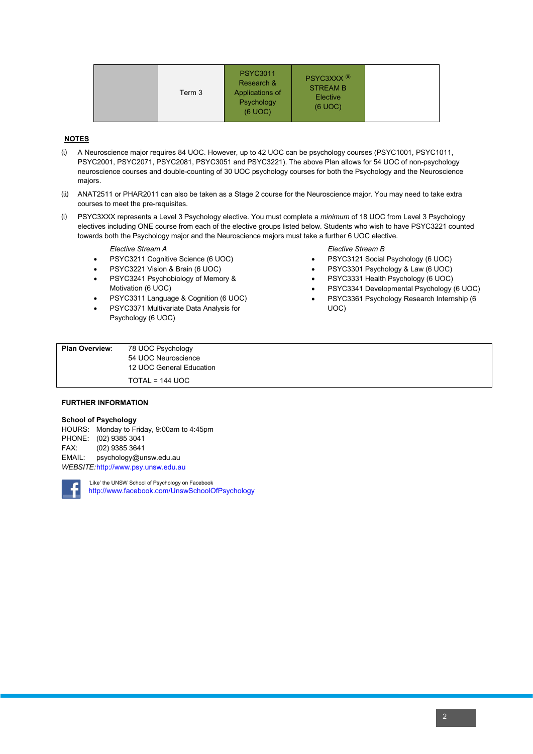| | | | | |
|---|---|---|---|---|
| | Term 3 | PSYC3011 Research & Applications of Psychology (6 UOC) | PSYC3XXX [(ii)] STREAM B Elective (6 UOC) | |

**NOTES**

(i) A Neuroscience major requires 84 UOC. However, up to 42 UOC can be psychology courses (PSYC1001, PSYC1011, PSYC2001, PSYC2071, PSYC2081, PSYC3051 and PSYC3221). The above Plan allows for 54 UOC of non-psychology neuroscience courses and double-counting of 30 UOC psychology courses for both the Psychology and the Neuroscience majors.

(ii) ANAT2511 or PHAR2011 can also be taken as a Stage 2 course for the Neuroscience major. You may need to take extra courses to meet the pre-requisites.

(i) PSYC3XXX represents a Level 3 Psychology elective. You must complete a *minimum* of 18 UOC from Level 3 Psychology electives including ONE course from each of the elective groups listed below. Students who wish to have PSYC3221 counted towards both the Psychology major and the Neuroscience majors must take a further 6 UOC elective.

*Elective Stream A*

- PSYC3211 Cognitive Science (6 UOC)
- PSYC3221 Vision & Brain (6 UOC)
- PSYC3241 Psychobiology of Memory & Motivation (6 UOC)
- PSYC3311 Language & Cognition (6 UOC)
- PSYC3371 Multivariate Data Analysis for Psychology (6 UOC)

*Elective Stream B*

- PSYC3121 Social Psychology (6 UOC)
- PSYC3301 Psychology & Law (6 UOC)
- PSYC3331 Health Psychology (6 UOC)
- PSYC3341 Developmental Psychology (6 UOC)
- PSYC3361 Psychology Research Internship (6 UOC)

| | |
|---|---|
| **Plan Overview**: | 78 UOC Psychology<br>54 UOC Neuroscience<br>12 UOC General Education<br>TOTAL = 144 UOC |

**FURTHER INFORMATION**

**School of Psychology**
HOURS: Monday to Friday, 9:00am to 4:45pm
PHONE: (02) 9385 3041
FAX: (02) 9385 3641
EMAIL: psychology@unsw.edu.au
*WEBSITE:* http://www.psy.unsw.edu.au

'Like' the UNSW School of Psychology on Facebook
http://www.facebook.com/UnswSchoolOfPsychology